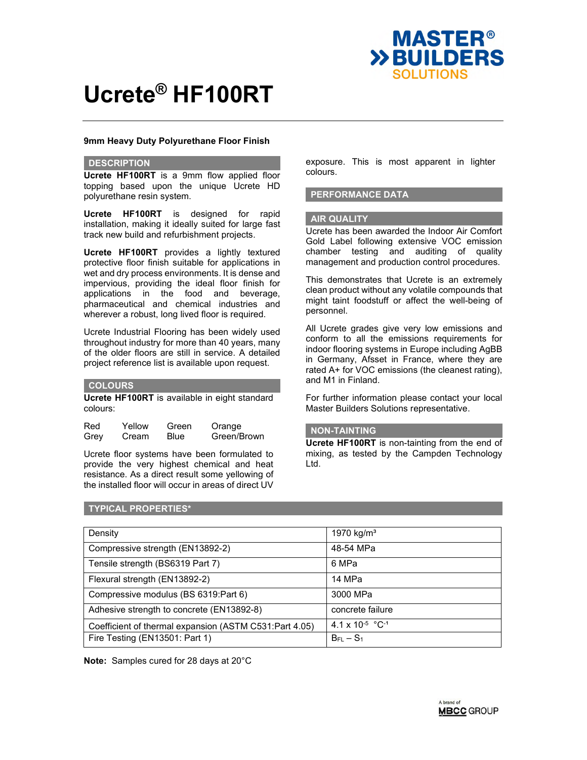# Ucrete® HF100RT

**9mm Heavy Duty Polyurethane Floor Finish**

## DESCRIPTION

**Ucrete HF100RT** is a 9mm flow applied floor topping based upon the unique Ucrete HD polyurethane resin system.

**Ucrete HF100RT** is designed for rapid installation, making it ideally suited for large fast track new build and refurbishment projects.

**Ucrete HF100RT** provides a lightly textured protective floor finish suitable for applications in wet and dry process environments. It is dense and impervious, providing the ideal floor finish for applications in the food and beverage, pharmaceutical and chemical industries and wherever a robust, long lived floor is required.

Ucrete Industrial Flooring has been widely used throughout industry for more than 40 years, many of the older floors are still in service. A detailed project reference list is available upon request.

## COLOURS

**Ucrete HF100RT** is available in eight standard colours:

| | | | |
|---|---|---|---|
| Red | Yellow | Green | Orange |
| Grey | Cream | Blue | Green/Brown |

Ucrete floor systems have been formulated to provide the very highest chemical and heat resistance. As a direct result some yellowing of the installed floor will occur in areas of direct UV exposure. This is most apparent in lighter colours.

## PERFORMANCE DATA

## AIR QUALITY

Ucrete has been awarded the Indoor Air Comfort Gold Label following extensive VOC emission chamber testing and auditing of quality management and production control procedures.

This demonstrates that Ucrete is an extremely clean product without any volatile compounds that might taint foodstuff or affect the well-being of personnel.

All Ucrete grades give very low emissions and conform to all the emissions requirements for indoor flooring systems in Europe including AgBB in Germany, Afsset in France, where they are rated A+ for VOC emissions (the cleanest rating), and M1 in Finland.

For further information please contact your local Master Builders Solutions representative.

## NON-TAINTING

**Ucrete HF100RT** is non-tainting from the end of mixing, as tested by the Campden Technology Ltd.

## TYPICAL PROPERTIES*

| | |
|---|---|
| Density | 1970 kg/m³ |
| Compressive strength (EN13892-2) | 48-54 MPa |
| Tensile strength (BS6319 Part 7) | 6 MPa |
| Flexural strength (EN13892-2) | 14 MPa |
| Compressive modulus (BS 6319:Part 6) | 3000 MPa |
| Adhesive strength to concrete (EN13892-8) | concrete failure |
| Coefficient of thermal expansion (ASTM C531:Part 4.05) | $4.1 \times 10^{-5}$ °C$^{-1}$ |
| Fire Testing (EN13501: Part 1) | $B_{FL} – S_1$ |

**Note:** Samples cured for 28 days at 20°C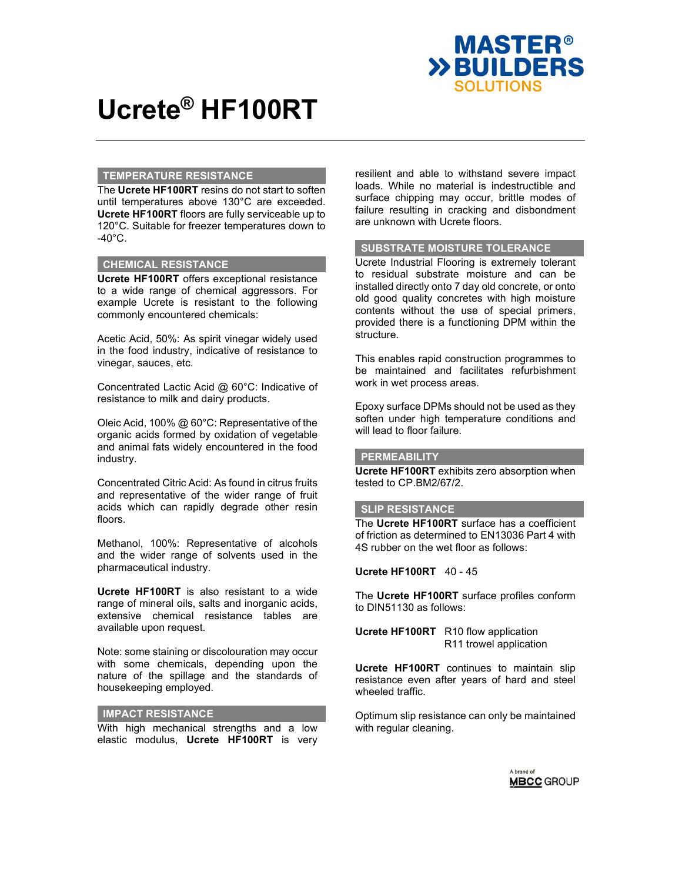# Ucrete® HF100RT

## TEMPERATURE RESISTANCE

The **Ucrete HF100RT** resins do not start to soften until temperatures above 130°C are exceeded. **Ucrete HF100RT** floors are fully serviceable up to 120°C. Suitable for freezer temperatures down to -40°C.

## CHEMICAL RESISTANCE

**Ucrete HF100RT** offers exceptional resistance to a wide range of chemical aggressors. For example Ucrete is resistant to the following commonly encountered chemicals:

Acetic Acid, 50%: As spirit vinegar widely used in the food industry, indicative of resistance to vinegar, sauces, etc.

Concentrated Lactic Acid @ 60°C: Indicative of resistance to milk and dairy products.

Oleic Acid, 100% @ 60°C: Representative of the organic acids formed by oxidation of vegetable and animal fats widely encountered in the food industry.

Concentrated Citric Acid: As found in citrus fruits and representative of the wider range of fruit acids which can rapidly degrade other resin floors.

Methanol, 100%: Representative of alcohols and the wider range of solvents used in the pharmaceutical industry.

**Ucrete HF100RT** is also resistant to a wide range of mineral oils, salts and inorganic acids, extensive chemical resistance tables are available upon request.

Note: some staining or discolouration may occur with some chemicals, depending upon the nature of the spillage and the standards of housekeeping employed.

## IMPACT RESISTANCE

With high mechanical strengths and a low elastic modulus, **Ucrete HF100RT** is very resilient and able to withstand severe impact loads. While no material is indestructible and surface chipping may occur, brittle modes of failure resulting in cracking and disbondment are unknown with Ucrete floors.

## SUBSTRATE MOISTURE TOLERANCE

Ucrete Industrial Flooring is extremely tolerant to residual substrate moisture and can be installed directly onto 7 day old concrete, or onto old good quality concretes with high moisture contents without the use of special primers, provided there is a functioning DPM within the structure.

This enables rapid construction programmes to be maintained and facilitates refurbishment work in wet process areas.

Epoxy surface DPMs should not be used as they soften under high temperature conditions and will lead to floor failure.

## PERMEABILITY

**Ucrete HF100RT** exhibits zero absorption when tested to CP.BM2/67/2.

## SLIP RESISTANCE

The **Ucrete HF100RT** surface has a coefficient of friction as determined to EN13036 Part 4 with 4S rubber on the wet floor as follows:

**Ucrete HF100RT** 40 - 45

The **Ucrete HF100RT** surface profiles conform to DIN51130 as follows:

**Ucrete HF100RT** R10 flow application
R11 trowel application

**Ucrete HF100RT** continues to maintain slip resistance even after years of hard and steel wheeled traffic.

Optimum slip resistance can only be maintained with regular cleaning.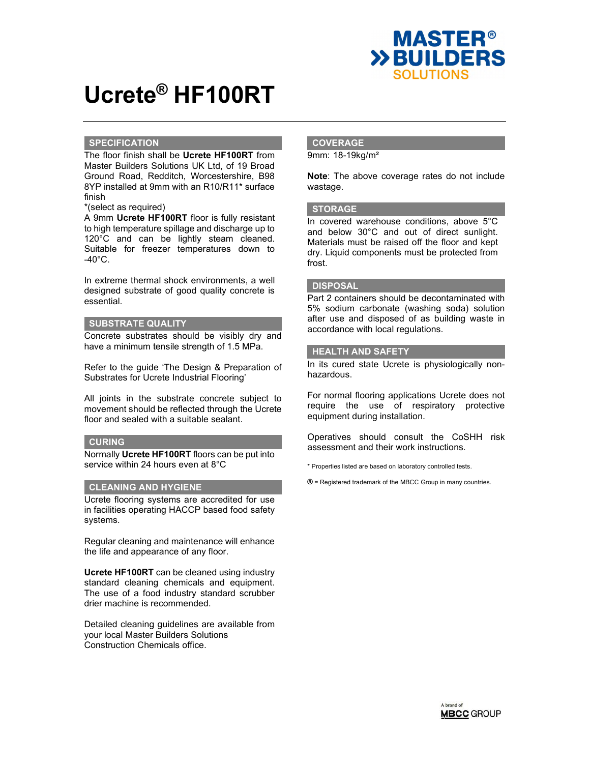# Ucrete® HF100RT

## SPECIFICATION

The floor finish shall be **Ucrete HF100RT** from Master Builders Solutions UK Ltd, of 19 Broad Ground Road, Redditch, Worcestershire, B98 8YP installed at 9mm with an R10/R11* surface finish

*(select as required)

A 9mm **Ucrete HF100RT** floor is fully resistant to high temperature spillage and discharge up to 120°C and can be lightly steam cleaned. Suitable for freezer temperatures down to -40°C.

In extreme thermal shock environments, a well designed substrate of good quality concrete is essential.

## SUBSTRATE QUALITY

Concrete substrates should be visibly dry and have a minimum tensile strength of 1.5 MPa.

Refer to the guide 'The Design & Preparation of Substrates for Ucrete Industrial Flooring'

All joints in the substrate concrete subject to movement should be reflected through the Ucrete floor and sealed with a suitable sealant.

## CURING

Normally **Ucrete HF100RT** floors can be put into service within 24 hours even at 8°C

## CLEANING AND HYGIENE

Ucrete flooring systems are accredited for use in facilities operating HACCP based food safety systems.

Regular cleaning and maintenance will enhance the life and appearance of any floor.

**Ucrete HF100RT** can be cleaned using industry standard cleaning chemicals and equipment. The use of a food industry standard scrubber drier machine is recommended.

Detailed cleaning guidelines are available from your local Master Builders Solutions Construction Chemicals office.

## COVERAGE

9mm: 18-19kg/m²

**Note**: The above coverage rates do not include wastage.

## STORAGE

In covered warehouse conditions, above 5°C and below 30°C and out of direct sunlight. Materials must be raised off the floor and kept dry. Liquid components must be protected from frost.

## DISPOSAL

Part 2 containers should be decontaminated with 5% sodium carbonate (washing soda) solution after use and disposed of as building waste in accordance with local regulations.

## HEALTH AND SAFETY

In its cured state Ucrete is physiologically non-hazardous.

For normal flooring applications Ucrete does not require the use of respiratory protective equipment during installation.

Operatives should consult the CoSHH risk assessment and their work instructions.

* Properties listed are based on laboratory controlled tests.

® = Registered trademark of the MBCC Group in many countries.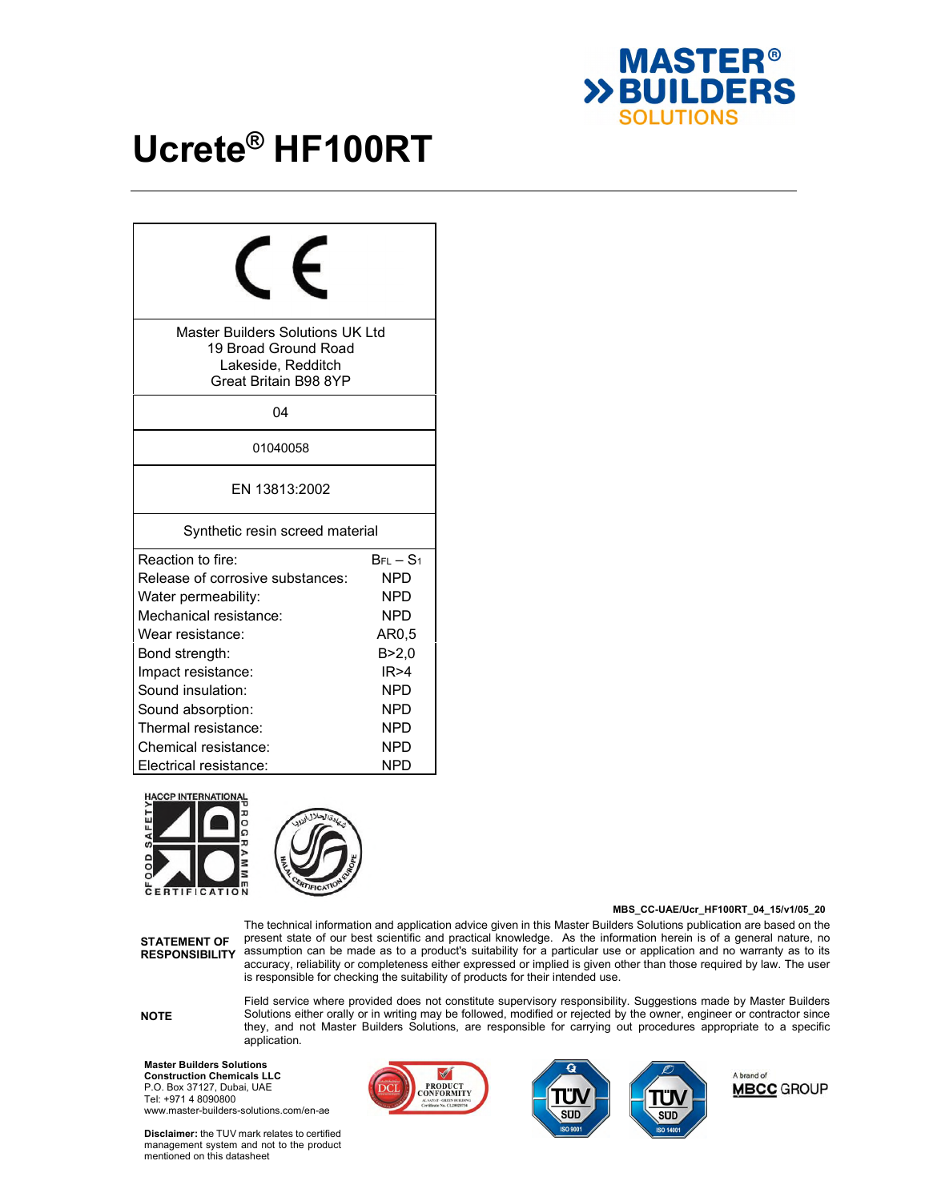MASTER®
» BUILDERS
SOLUTIONS

# Ucrete® HF100RT

CE

Master Builders Solutions UK Ltd
19 Broad Ground Road
Lakeside, Redditch
Great Britain B98 8YP

04

01040058

EN 13813:2002

Synthetic resin screed material

| | |
|---|---|
| Reaction to fire: | $B_{FL} – S_1$ |
| Release of corrosive substances: | NPD |
| Water permeability: | NPD |
| Mechanical resistance: | NPD |
| Wear resistance: | AR0,5 |
| Bond strength: | B>2,0 |
| Impact resistance: | IR>4 |
| Sound insulation: | NPD |
| Sound absorption: | NPD |
| Thermal resistance: | NPD |
| Chemical resistance: | NPD |
| Electrical resistance: | NPD |

MBS_CC-UAE/Ucr_HF100RT_04_15/v1/05_20

**STATEMENT OF RESPONSIBILITY** The technical information and application advice given in this Master Builders Solutions publication are based on the present state of our best scientific and practical knowledge. As the information herein is of a general nature, no assumption can be made as to a product's suitability for a particular use or application and no warranty as to its accuracy, reliability or completeness either expressed or implied is given other than those required by law. The user is responsible for checking the suitability of products for their intended use.

**NOTE** Field service where provided does not constitute supervisory responsibility. Suggestions made by Master Builders Solutions either orally or in writing may be followed, modified or rejected by the owner, engineer or contractor since they, and not Master Builders Solutions, are responsible for carrying out procedures appropriate to a specific application.

**Master Builders Solutions**
**Construction Chemicals LLC**
P.O. Box 37127, Dubai, UAE
Tel: +971 4 8090800
www.master-builders-solutions.com/en-ae

**Disclaimer:** the TUV mark relates to certified management system and not to the product mentioned on this datasheet

A brand of MBCC GROUP